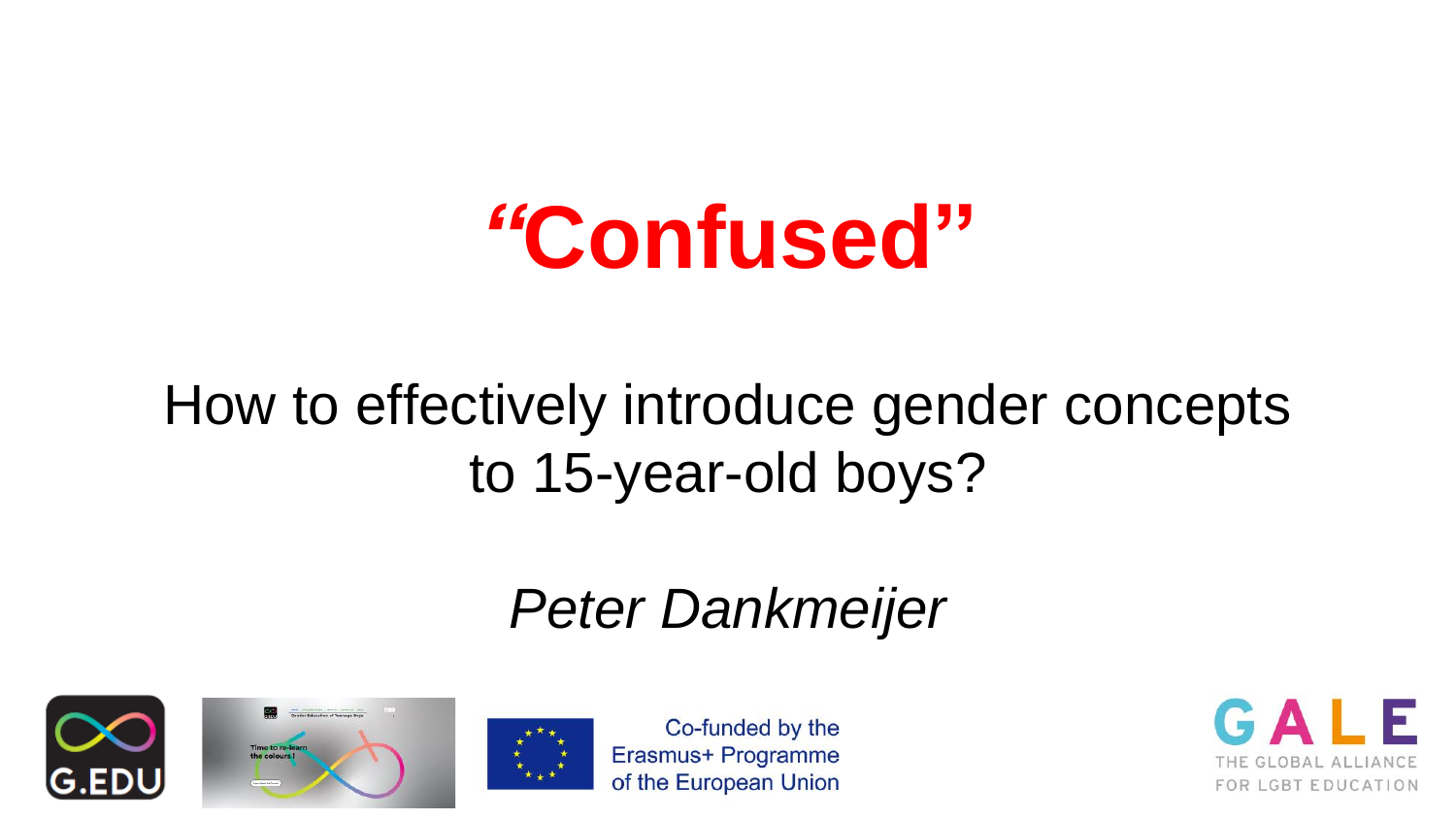# “Confused”

## How to effectively introduce gender concepts to 15-year-old boys?

*Peter Dankmeijer*

G.EDU

Co-funded by the Erasmus+ Programme of the European Union

GALE
THE GLOBAL ALLIANCE FOR LGBT EDUCATION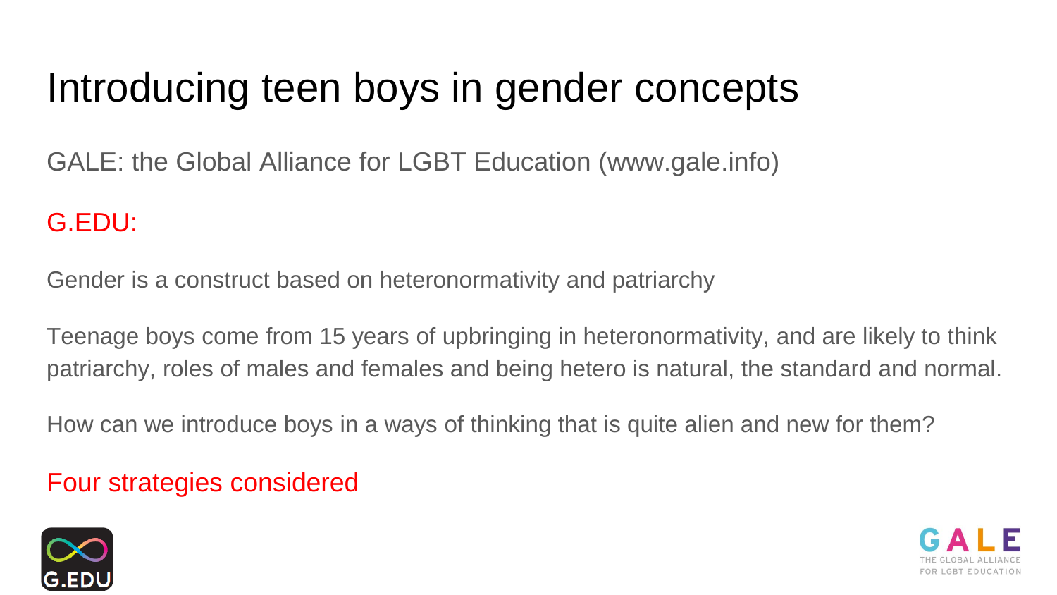# Introducing teen boys in gender concepts

GALE: the Global Alliance for LGBT Education (www.gale.info)

G.EDU:

Gender is a construct based on heteronormativity and patriarchy

Teenage boys come from 15 years of upbringing in heteronormativity, and are likely to think patriarchy, roles of males and females and being hetero is natural, the standard and normal.

How can we introduce boys in a ways of thinking that is quite alien and new for them?

Four strategies considered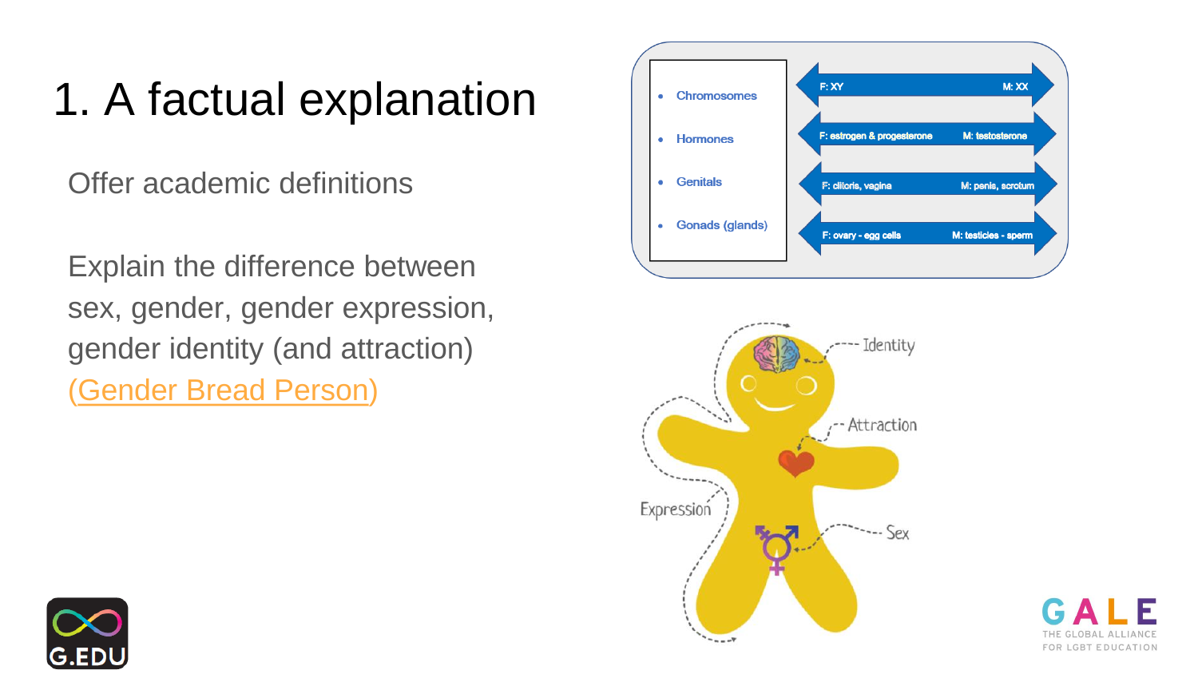# 1. A factual explanation

Offer academic definitions

Explain the difference between sex, gender, gender expression, gender identity (and attraction) (Gender Bread Person)

| | | |
|---|---|---|
| Chromosomes | F: XY | M: XX |
| Hormones | F: estrogen & progesterone | M: testosterone |
| Genitals | F: clitoris, vagina | M: penis, scrotum |
| Gonads (glands) | F: ovary - egg cells | M: testicles - sperm |

Identity

Attraction

Expression

Sex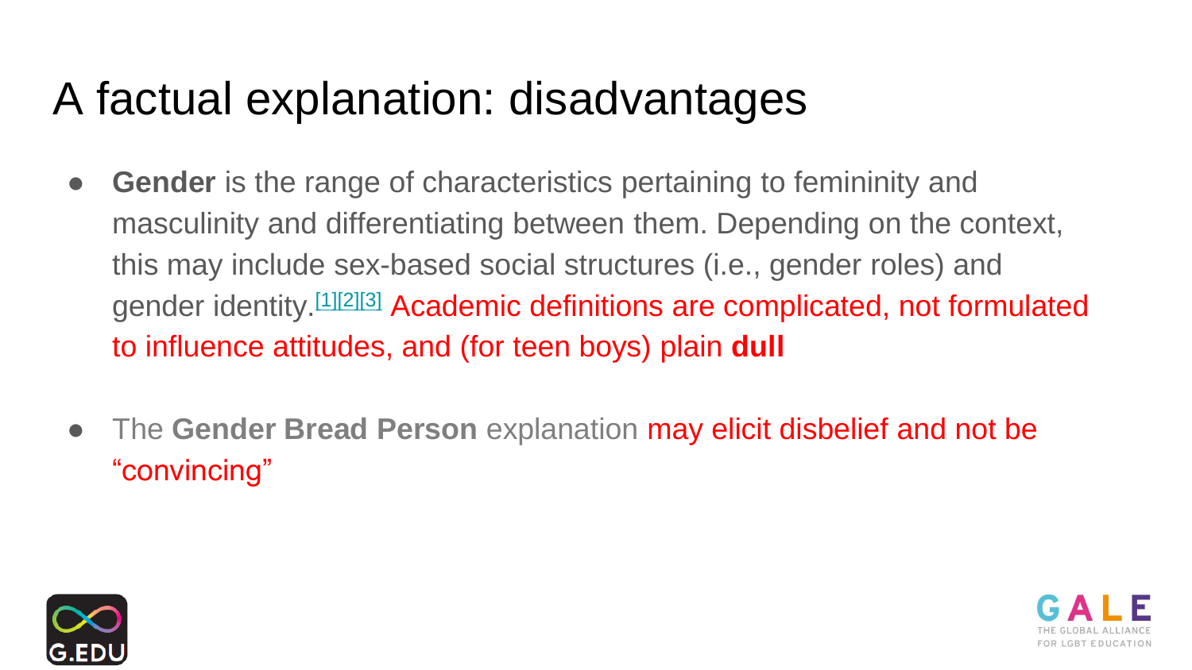# A factual explanation: disadvantages

- **Gender** is the range of characteristics pertaining to femininity and masculinity and differentiating between them. Depending on the context, this may include sex-based social structures (i.e., gender roles) and gender identity.[1][2][3] Academic definitions are complicated, not formulated to influence attitudes, and (for teen boys) plain **dull**

- The **Gender Bread Person** explanation may elicit disbelief and not be "convincing"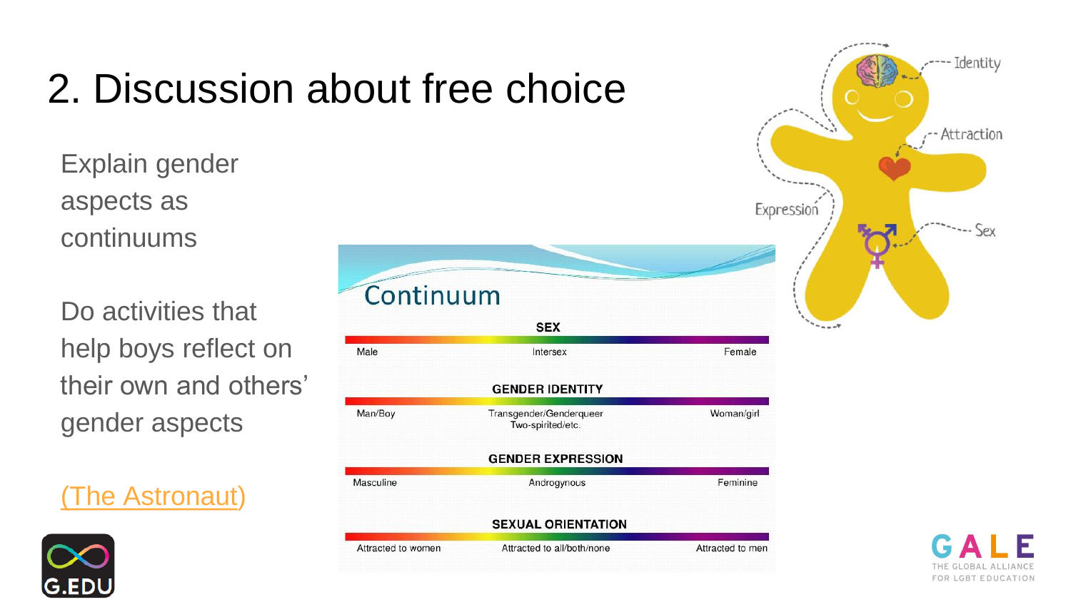# 2. Discussion about free choice

Explain gender aspects as continuums

Do activities that help boys reflect on their own and others' gender aspects

(The Astronaut)

## Continuum

| SEX | | |
|---|---|---|
| Male | Intersex | Female |

| GENDER IDENTITY | | |
|---|---|---|
| Man/Boy | Transgender/Genderqueer Two-spirited/etc. | Woman/girl |

| GENDER EXPRESSION | | |
|---|---|---|
| Masculine | Androgynous | Feminine |

| SEXUAL ORIENTATION | | |
|---|---|---|
| Attracted to women | Attracted to all/both/none | Attracted to men |

Identity

Attraction

Expression

Sex

G.EDU

GALE
THE GLOBAL ALLIANCE FOR LGBT EDUCATION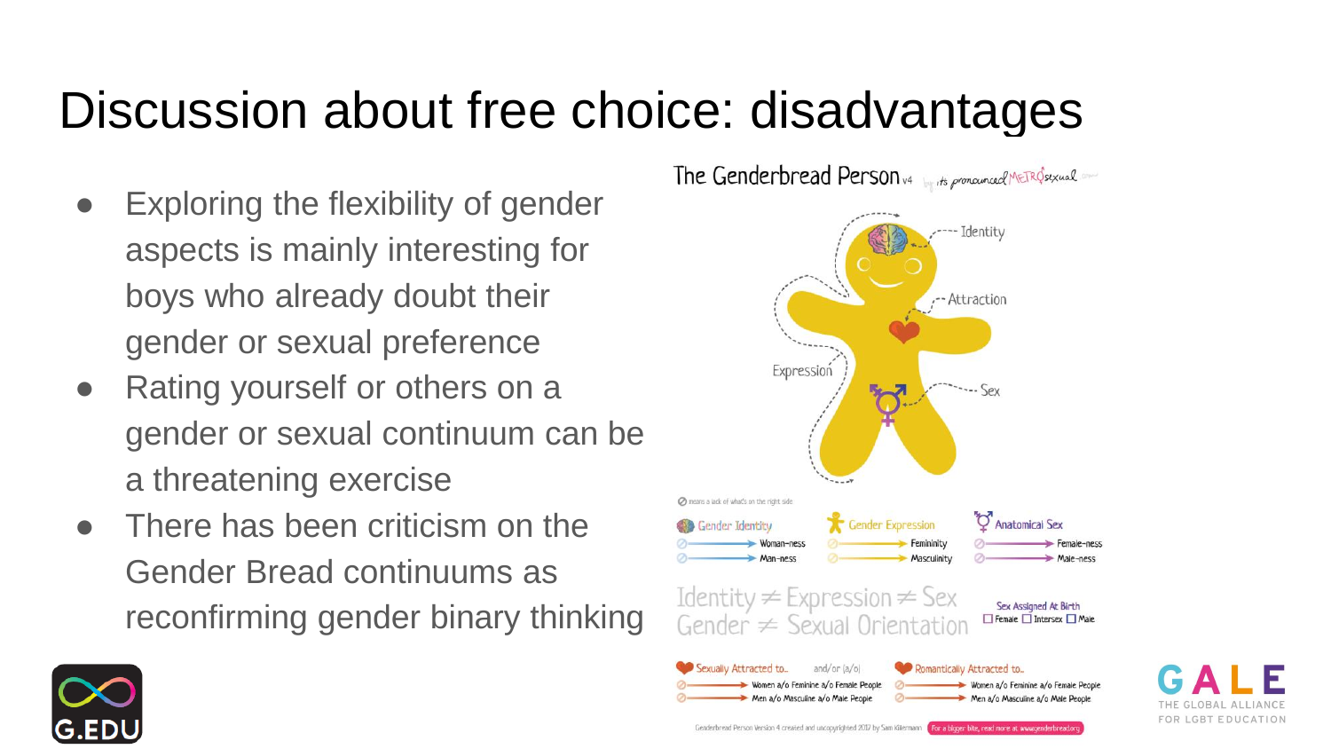# Discussion about free choice: disadvantages

- Exploring the flexibility of gender aspects is mainly interesting for boys who already doubt their gender or sexual preference
- Rating yourself or others on a gender or sexual continuum can be a threatening exercise
- There has been criticism on the Gender Bread continuums as reconfirming gender binary thinking

The Genderbread Person v4 by its pronounced METROsexual

Identity

Attraction

Expression

Sex

⊘ means a lack of what's on the right side

Gender Identity
- Woman-ness
- Man-ness

Gender Expression
- Femininity
- Masculinity

Anatomical Sex
- Female-ness
- Male-ness

Identity ≠ Expression ≠ Sex

Gender ≠ Sexual Orientation

Sex Assigned At Birth
☐ Female ☐ Intersex ☐ Male

Sexually Attracted to... and/or (a/o)
- Women a/o Feminine a/o Female People
- Men a/o Masculine a/o Male People

Romantically Attracted to...
- Women a/o Feminine a/o Female People
- Men a/o Masculine a/o Male People

Genderbread Person Version 4 created and uncopyrighted 2017 by Sam Killermann. For a bigger bite, read more at www.genderbread.org

G.EDU

GALE
THE GLOBAL ALLIANCE FOR LGBT EDUCATION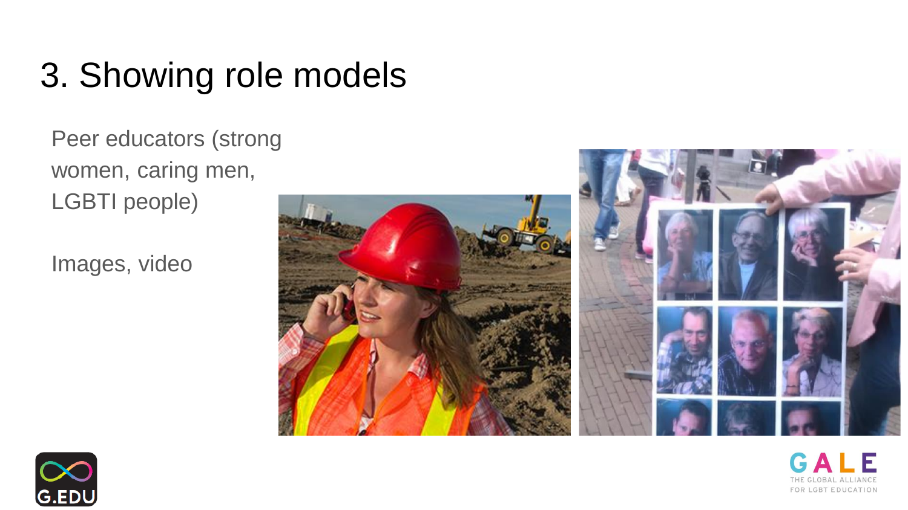# 3. Showing role models

Peer educators (strong women, caring men, LGBTI people)

Images, video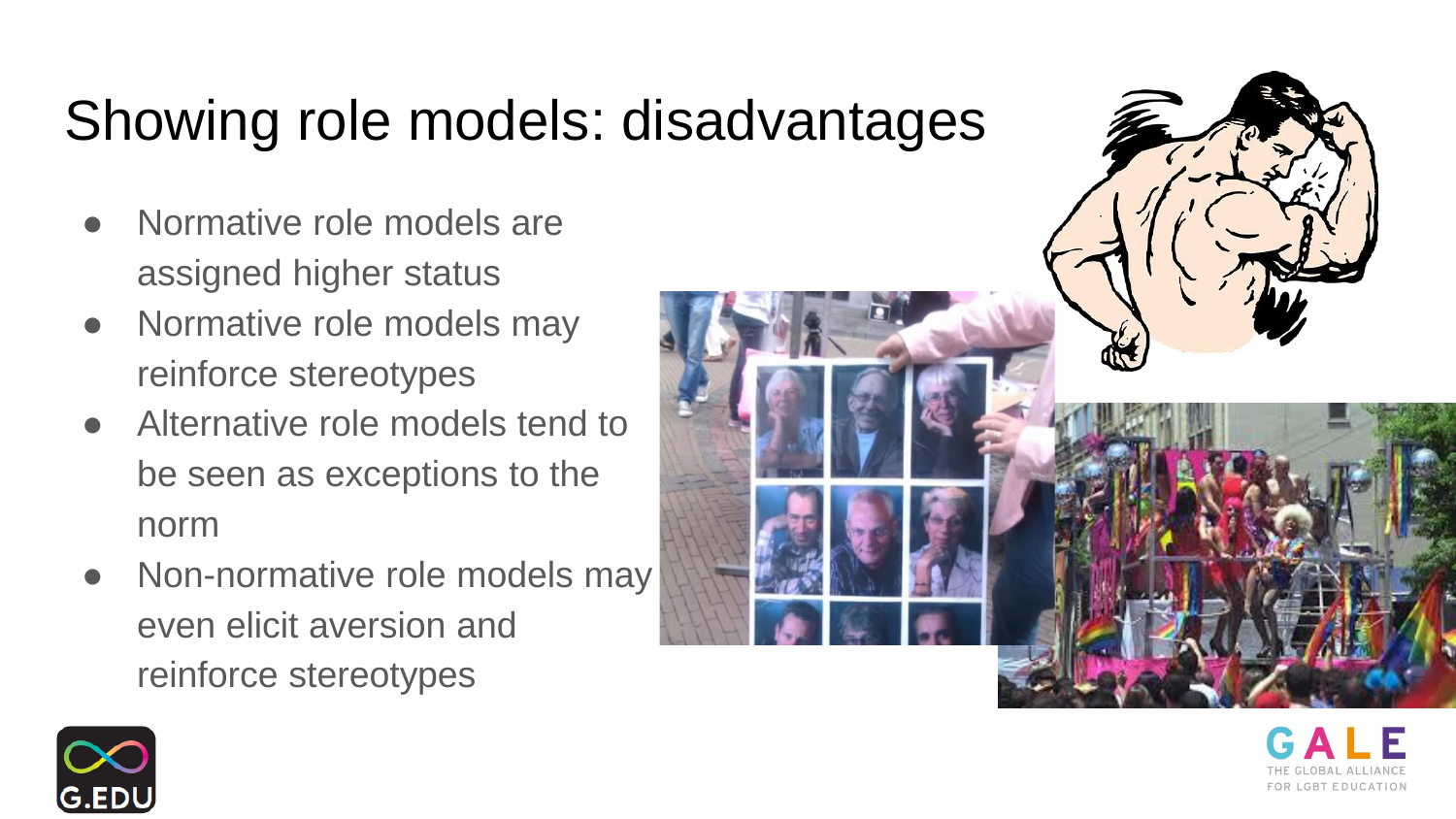# Showing role models: disadvantages

- Normative role models are assigned higher status
- Normative role models may reinforce stereotypes
- Alternative role models tend to be seen as exceptions to the norm
- Non-normative role models may even elicit aversion and reinforce stereotypes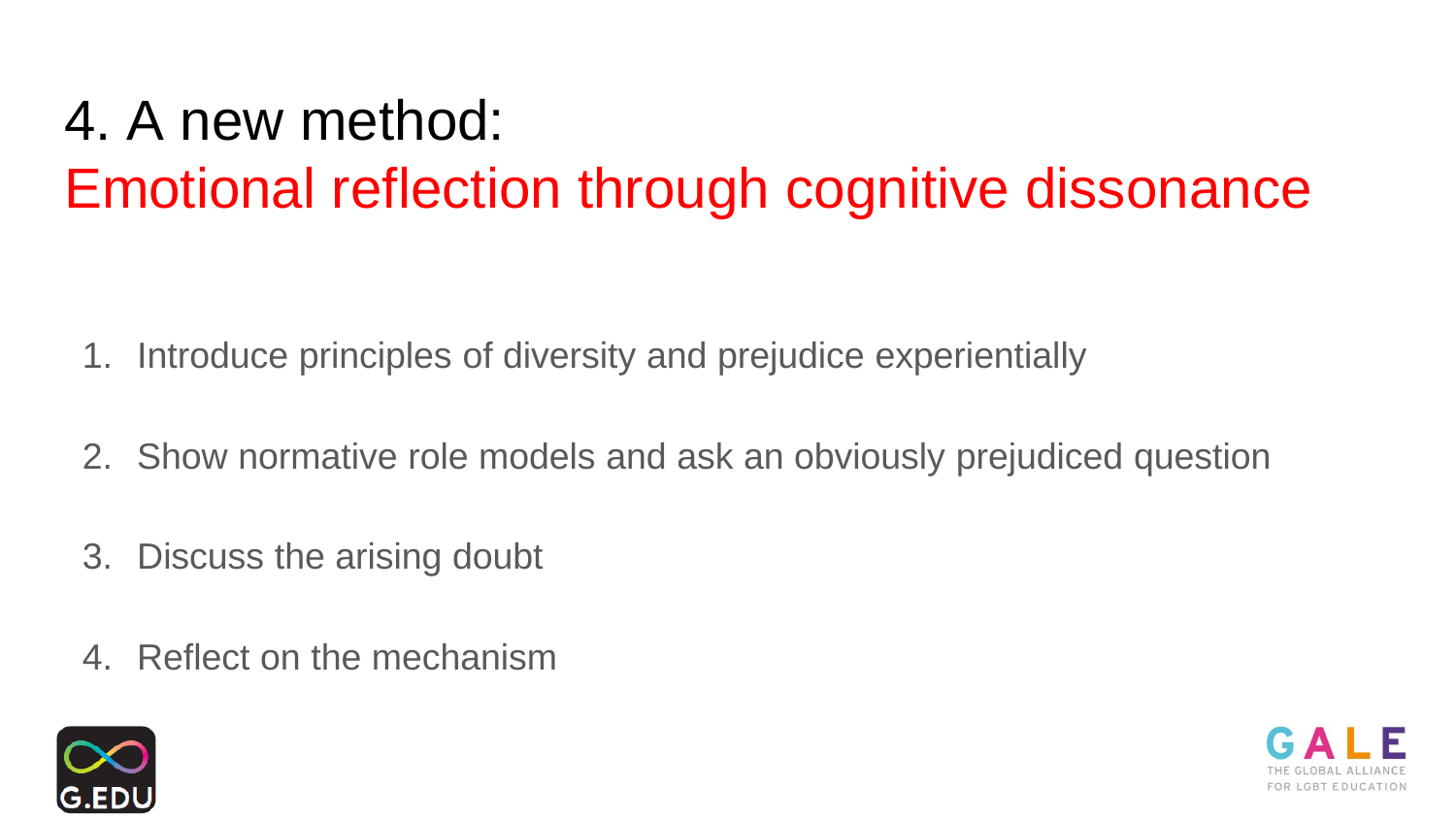# 4. A new method:
# Emotional reflection through cognitive dissonance

1. Introduce principles of diversity and prejudice experientially
2. Show normative role models and ask an obviously prejudiced question
3. Discuss the arising doubt
4. Reflect on the mechanism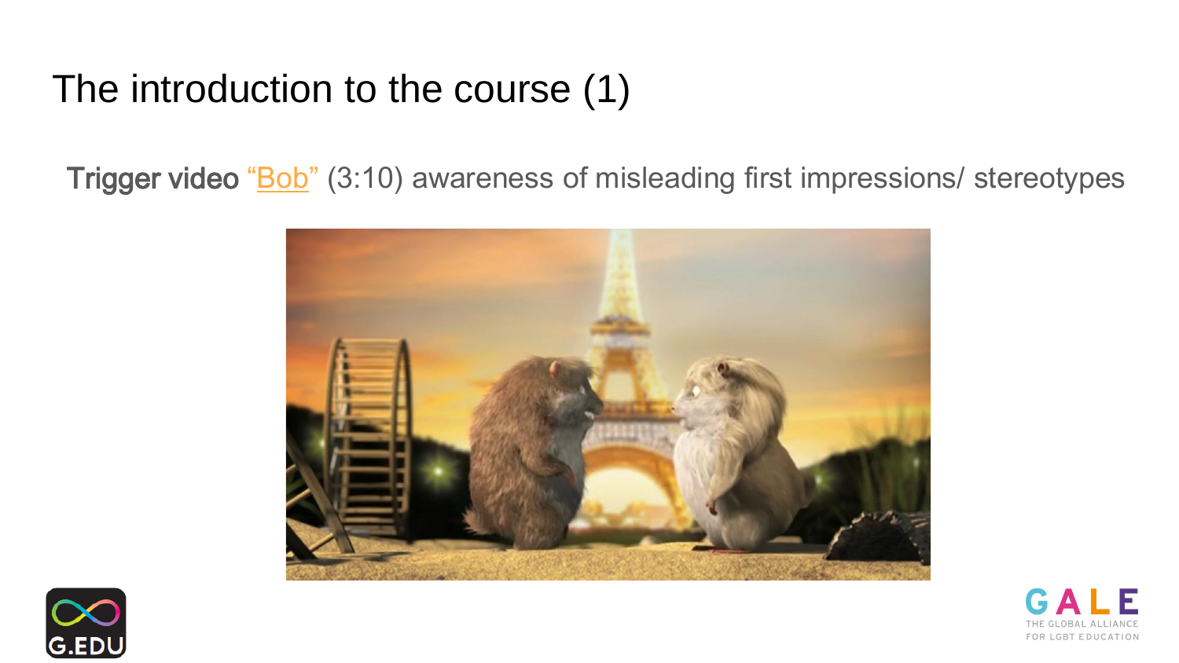# The introduction to the course (1)

Trigger video "Bob" (3:10) awareness of misleading first impressions/ stereotypes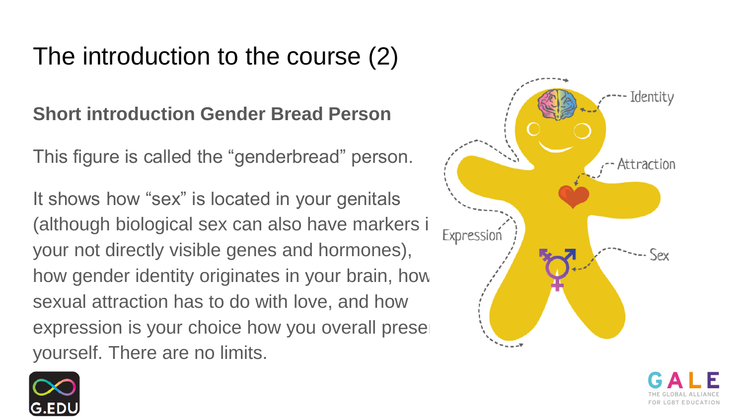# The introduction to the course (2)

**Short introduction Gender Bread Person**

This figure is called the “genderbread” person.

It shows how “sex” is located in your genitals (although biological sex can also have markers i your not directly visible genes and hormones), how gender identity originates in your brain, how sexual attraction has to do with love, and how expression is your choice how you overall prese yourself. There are no limits.

Identity

Attraction

Expression

Sex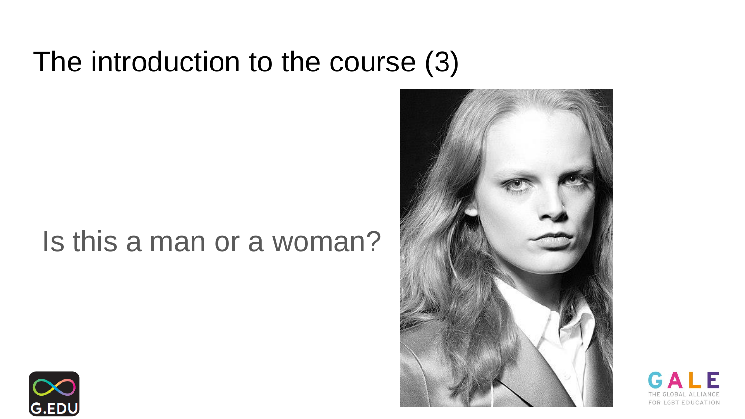# The introduction to the course (3)

Is this a man or a woman?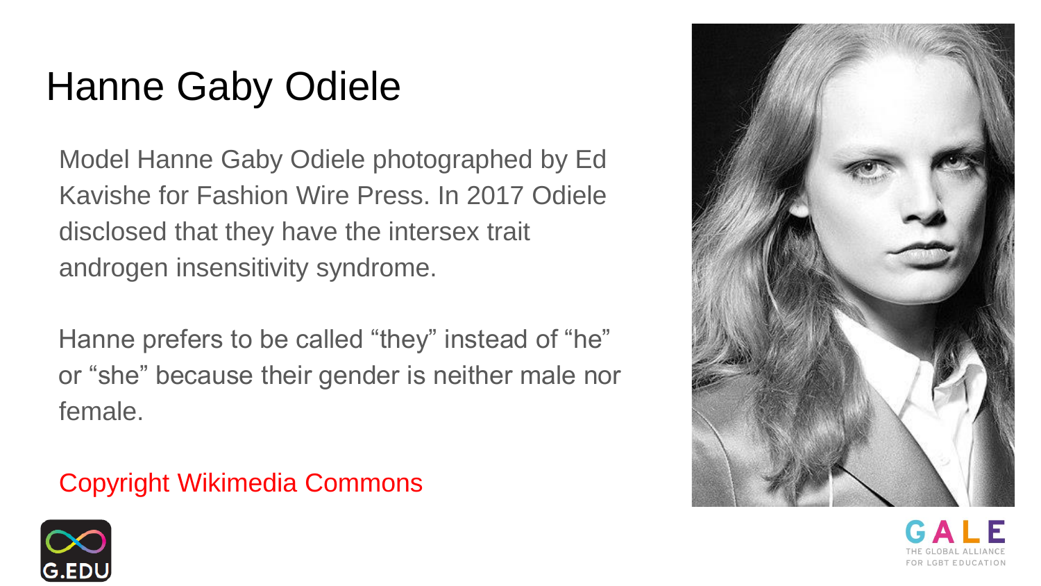# Hanne Gaby Odiele

Model Hanne Gaby Odiele photographed by Ed Kavishe for Fashion Wire Press. In 2017 Odiele disclosed that they have the intersex trait androgen insensitivity syndrome.

Hanne prefers to be called “they” instead of “he” or “she” because their gender is neither male nor female.

Copyright Wikimedia Commons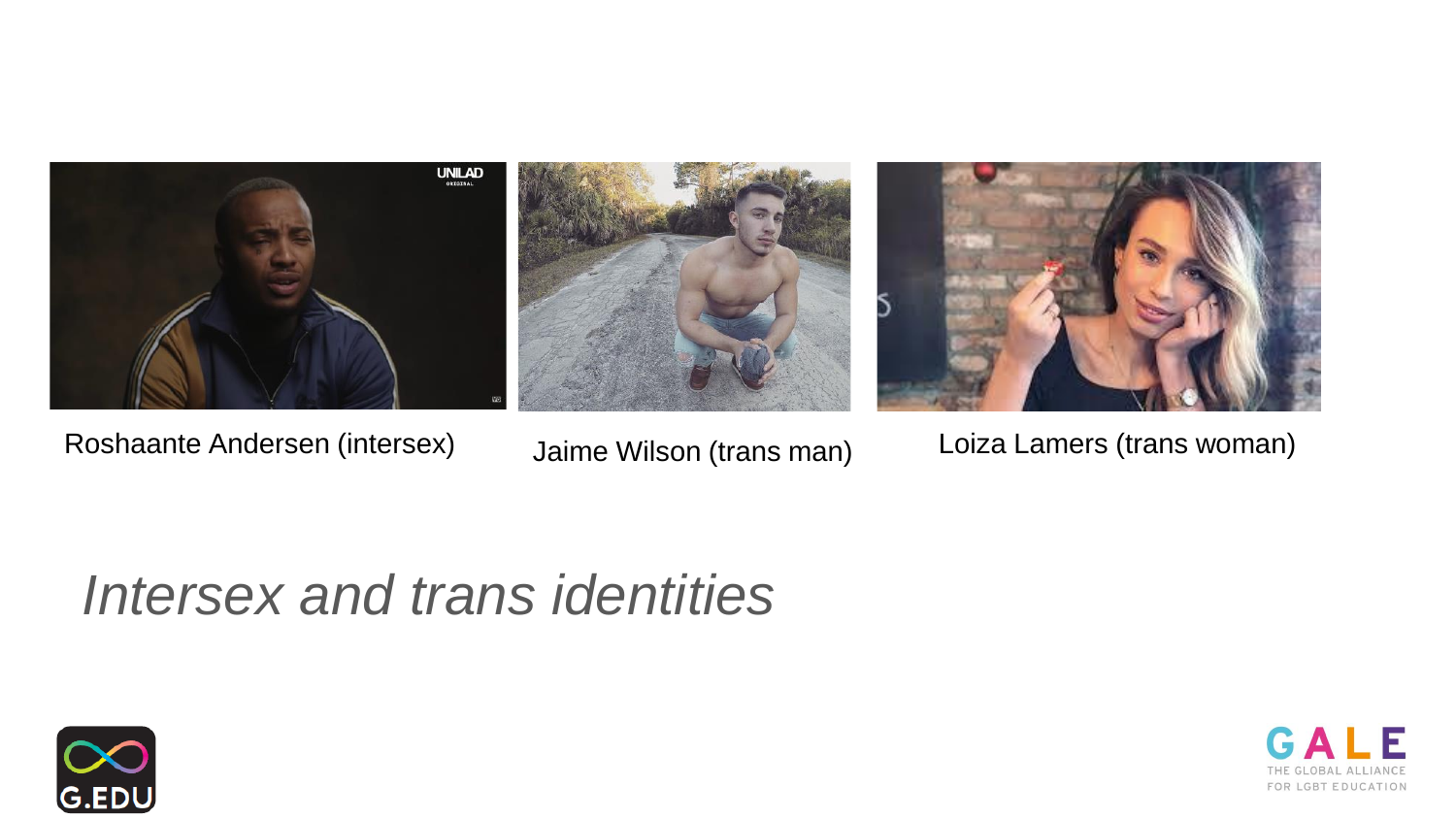Roshaante Andersen (intersex)

Jaime Wilson (trans man)

Loiza Lamers (trans woman)

*Intersex and trans identities*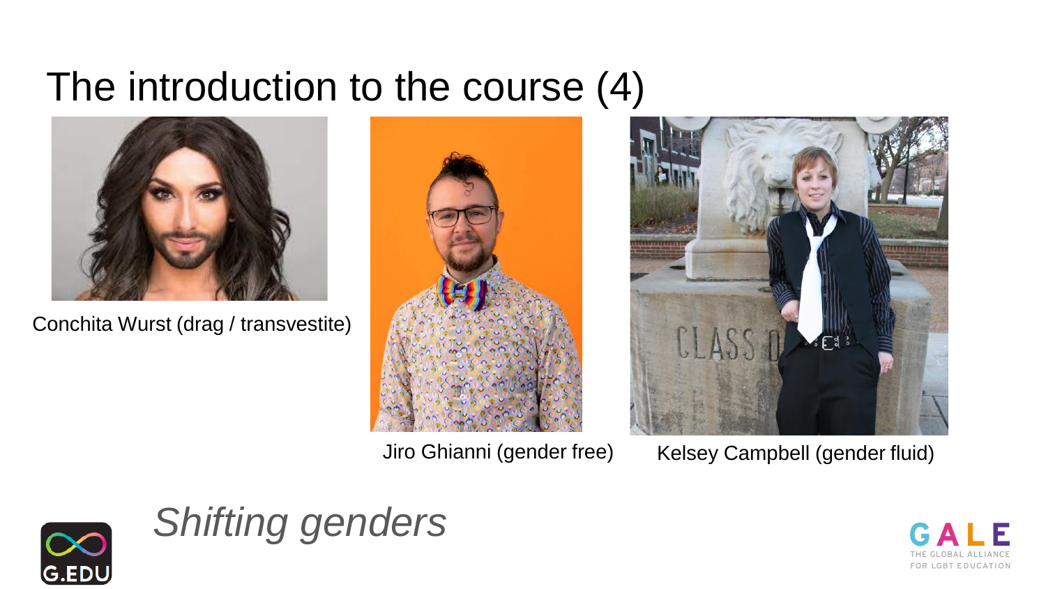# The introduction to the course (4)

Conchita Wurst (drag / transvestite)

Jiro Ghianni (gender free)

Kelsey Campbell (gender fluid)

*Shifting genders*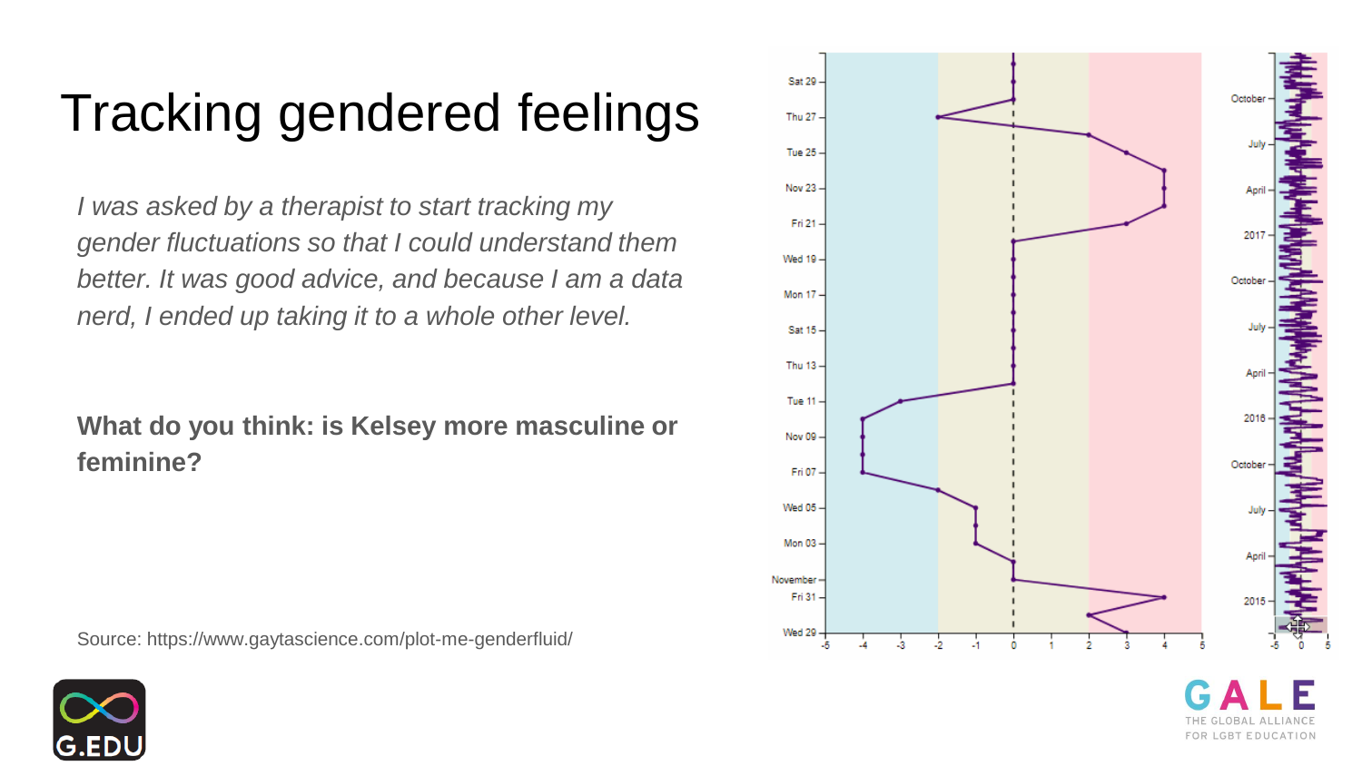# Tracking gendered feelings

*I was asked by a therapist to start tracking my gender fluctuations so that I could understand them better. It was good advice, and because I am a data nerd, I ended up taking it to a whole other level.*

**What do you think: is Kelsey more masculine or feminine?**

Source: https://www.gaytascience.com/plot-me-genderfluid/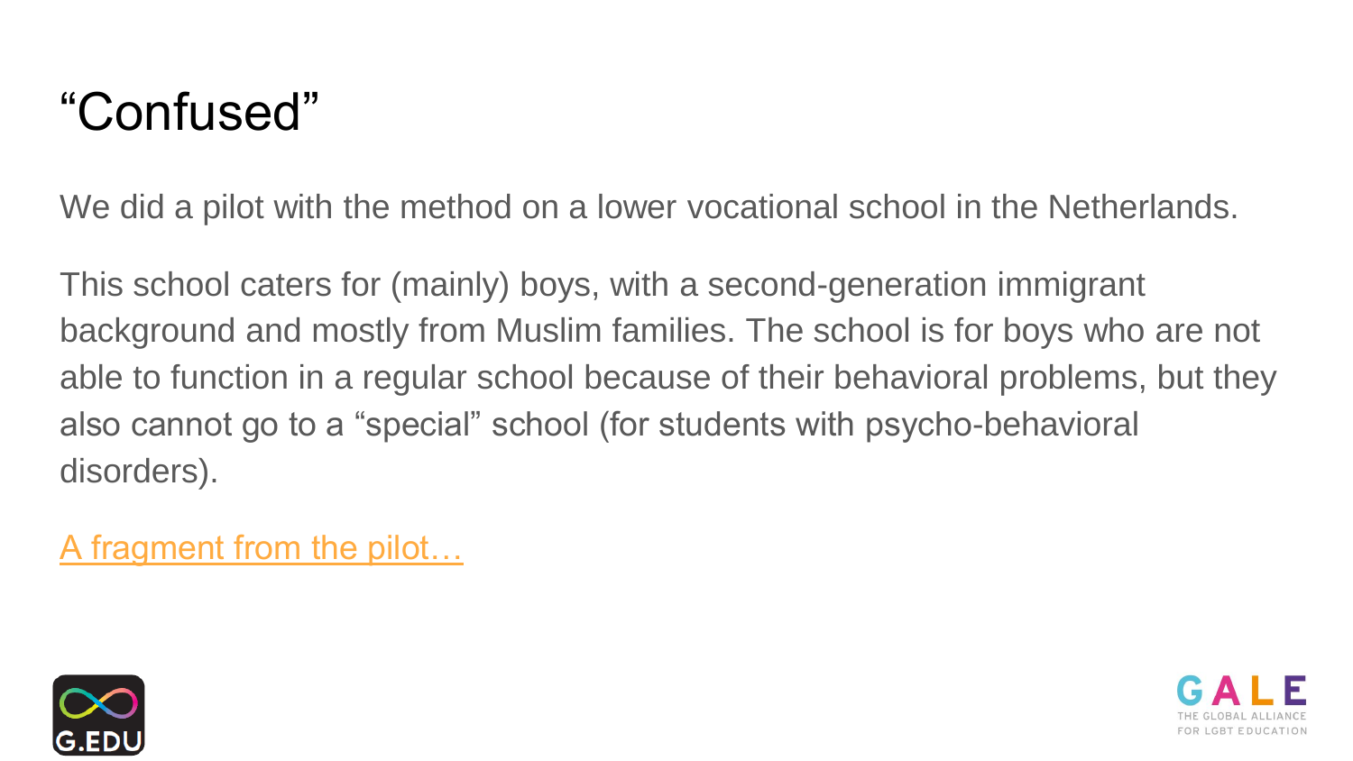# “Confused”

We did a pilot with the method on a lower vocational school in the Netherlands.

This school caters for (mainly) boys, with a second-generation immigrant background and mostly from Muslim families. The school is for boys who are not able to function in a regular school because of their behavioral problems, but they also cannot go to a “special” school (for students with psycho-behavioral disorders).

A fragment from the pilot…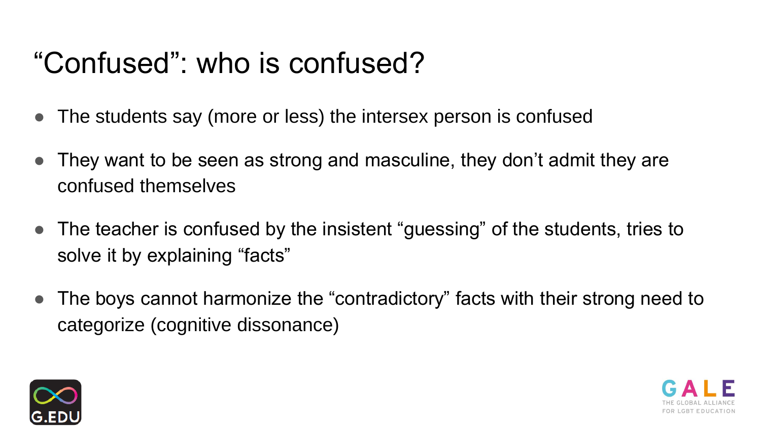# “Confused”: who is confused?

- The students say (more or less) the intersex person is confused
- They want to be seen as strong and masculine, they don’t admit they are confused themselves
- The teacher is confused by the insistent “guessing” of the students, tries to solve it by explaining “facts”
- The boys cannot harmonize the “contradictory” facts with their strong need to categorize (cognitive dissonance)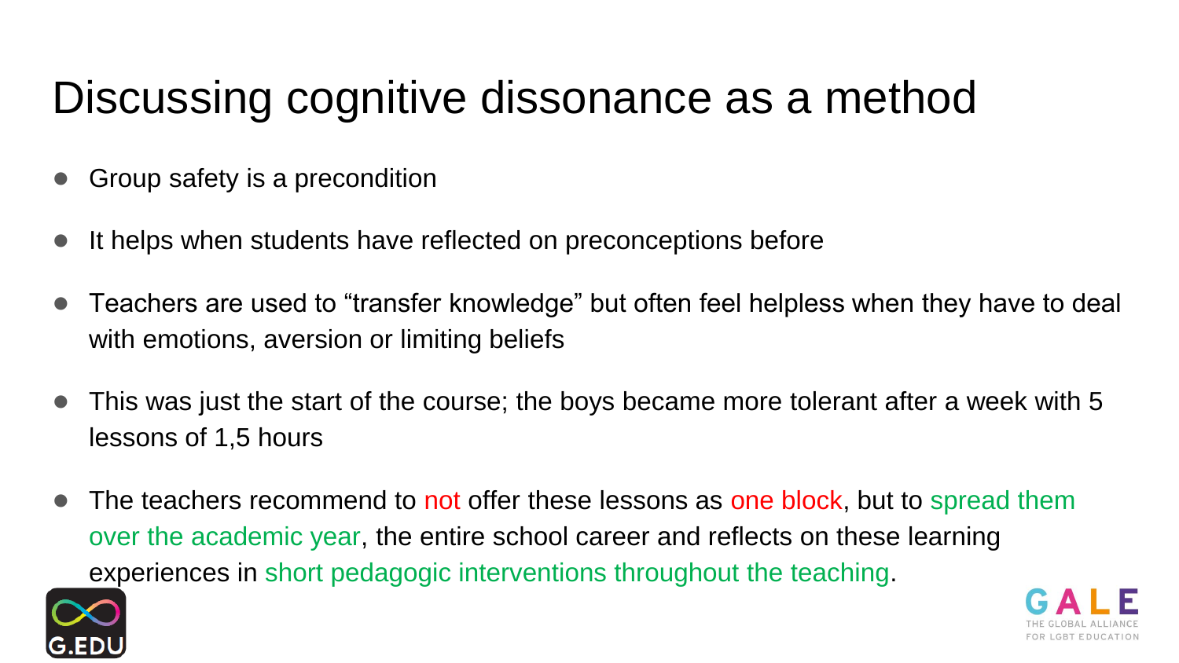# Discussing cognitive dissonance as a method

- Group safety is a precondition
- It helps when students have reflected on preconceptions before
- Teachers are used to "transfer knowledge" but often feel helpless when they have to deal with emotions, aversion or limiting beliefs
- This was just the start of the course; the boys became more tolerant after a week with 5 lessons of 1,5 hours
- The teachers recommend to not offer these lessons as one block, but to spread them over the academic year, the entire school career and reflects on these learning experiences in short pedagogic interventions throughout the teaching.

G.EDU

GALE THE GLOBAL ALLIANCE FOR LGBT EDUCATION